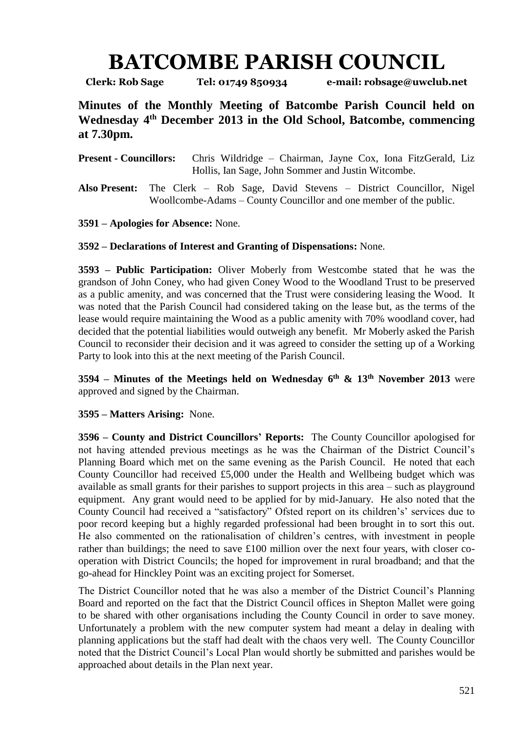# BATCOMBE PARISH COUNCIL

**Clerk: Rob Sage Tel: 01749 850934 e-mail: robsage@uwclub.net**

**Minutes of the Monthly Meeting of Batcombe Parish Council held on Wednesday 4th December 2013 in the Old School, Batcombe, commencing at 7.30pm.**

**Present - Councillors:** Chris Wildridge – Chairman, Jayne Cox, Iona FitzGerald, Liz Hollis, Ian Sage, John Sommer and Justin Witcombe.

**Also Present:** The Clerk – Rob Sage, David Stevens – District Councillor, Nigel Woollcombe-Adams – County Councillor and one member of the public.

**3591 – Apologies for Absence:** None.

**3592 – Declarations of Interest and Granting of Dispensations:** None.

**3593 – Public Participation:** Oliver Moberly from Westcombe stated that he was the grandson of John Coney, who had given Coney Wood to the Woodland Trust to be preserved as a public amenity, and was concerned that the Trust were considering leasing the Wood. It was noted that the Parish Council had considered taking on the lease but, as the terms of the lease would require maintaining the Wood as a public amenity with 70% woodland cover, had decided that the potential liabilities would outweigh any benefit. Mr Moberly asked the Parish Council to reconsider their decision and it was agreed to consider the setting up of a Working Party to look into this at the next meeting of the Parish Council.

**3594 – Minutes of the Meetings held on Wednesday 6th & 13th November 2013** were approved and signed by the Chairman.

**3595 – Matters Arising:** None.

**3596 – County and District Councillors' Reports:** The County Councillor apologised for not having attended previous meetings as he was the Chairman of the District Council's Planning Board which met on the same evening as the Parish Council. He noted that each County Councillor had received £5,000 under the Health and Wellbeing budget which was available as small grants for their parishes to support projects in this area – such as playground equipment. Any grant would need to be applied for by mid-January. He also noted that the County Council had received a "satisfactory" Ofsted report on its children's' services due to poor record keeping but a highly regarded professional had been brought in to sort this out. He also commented on the rationalisation of children's centres, with investment in people rather than buildings; the need to save £100 million over the next four years, with closer co-operation with District Councils; the hoped for improvement in rural broadband; and that the go-ahead for Hinckley Point was an exciting project for Somerset.

The District Councillor noted that he was also a member of the District Council's Planning Board and reported on the fact that the District Council offices in Shepton Mallet were going to be shared with other organisations including the County Council in order to save money. Unfortunately a problem with the new computer system had meant a delay in dealing with planning applications but the staff had dealt with the chaos very well. The County Councillor noted that the District Council's Local Plan would shortly be submitted and parishes would be approached about details in the Plan next year.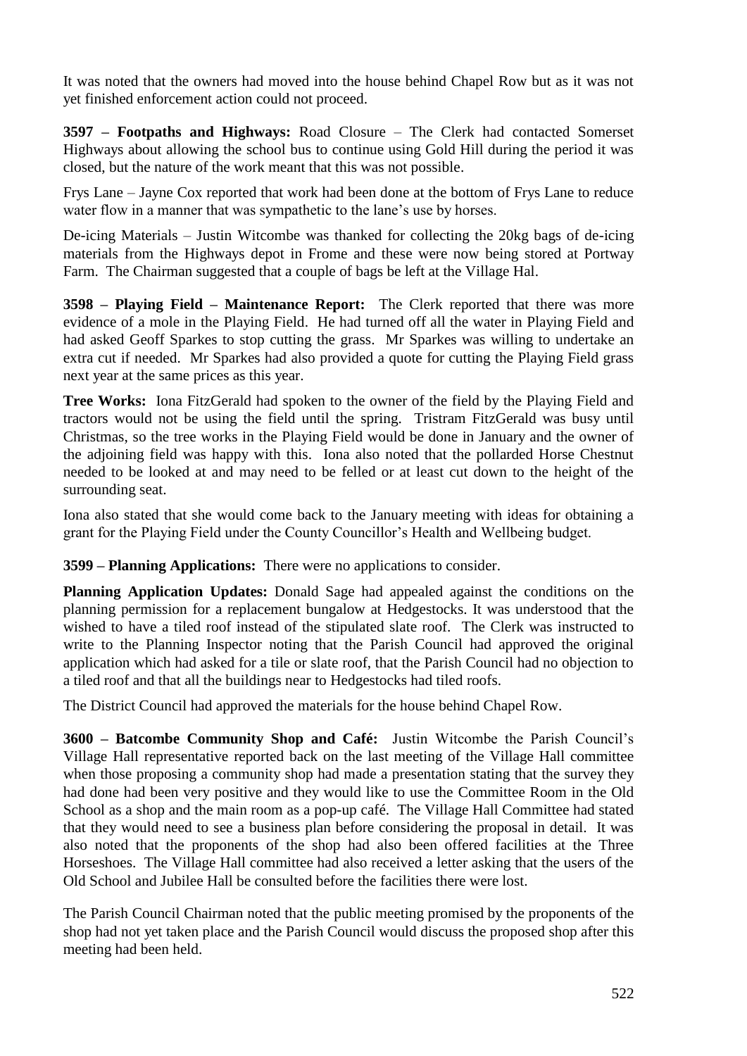It was noted that the owners had moved into the house behind Chapel Row but as it was not yet finished enforcement action could not proceed.

**3597 – Footpaths and Highways:** Road Closure – The Clerk had contacted Somerset Highways about allowing the school bus to continue using Gold Hill during the period it was closed, but the nature of the work meant that this was not possible.

Frys Lane – Jayne Cox reported that work had been done at the bottom of Frys Lane to reduce water flow in a manner that was sympathetic to the lane's use by horses.

De-icing Materials – Justin Witcombe was thanked for collecting the 20kg bags of de-icing materials from the Highways depot in Frome and these were now being stored at Portway Farm. The Chairman suggested that a couple of bags be left at the Village Hal.

**3598 – Playing Field – Maintenance Report:** The Clerk reported that there was more evidence of a mole in the Playing Field. He had turned off all the water in Playing Field and had asked Geoff Sparkes to stop cutting the grass. Mr Sparkes was willing to undertake an extra cut if needed. Mr Sparkes had also provided a quote for cutting the Playing Field grass next year at the same prices as this year.

**Tree Works:** Iona FitzGerald had spoken to the owner of the field by the Playing Field and tractors would not be using the field until the spring. Tristram FitzGerald was busy until Christmas, so the tree works in the Playing Field would be done in January and the owner of the adjoining field was happy with this. Iona also noted that the pollarded Horse Chestnut needed to be looked at and may need to be felled or at least cut down to the height of the surrounding seat.

Iona also stated that she would come back to the January meeting with ideas for obtaining a grant for the Playing Field under the County Councillor's Health and Wellbeing budget.

**3599 – Planning Applications:** There were no applications to consider.

**Planning Application Updates:** Donald Sage had appealed against the conditions on the planning permission for a replacement bungalow at Hedgestocks. It was understood that the wished to have a tiled roof instead of the stipulated slate roof. The Clerk was instructed to write to the Planning Inspector noting that the Parish Council had approved the original application which had asked for a tile or slate roof, that the Parish Council had no objection to a tiled roof and that all the buildings near to Hedgestocks had tiled roofs.

The District Council had approved the materials for the house behind Chapel Row.

**3600 – Batcombe Community Shop and Café:** Justin Witcombe the Parish Council's Village Hall representative reported back on the last meeting of the Village Hall committee when those proposing a community shop had made a presentation stating that the survey they had done had been very positive and they would like to use the Committee Room in the Old School as a shop and the main room as a pop-up café. The Village Hall Committee had stated that they would need to see a business plan before considering the proposal in detail. It was also noted that the proponents of the shop had also been offered facilities at the Three Horseshoes. The Village Hall committee had also received a letter asking that the users of the Old School and Jubilee Hall be consulted before the facilities there were lost.

The Parish Council Chairman noted that the public meeting promised by the proponents of the shop had not yet taken place and the Parish Council would discuss the proposed shop after this meeting had been held.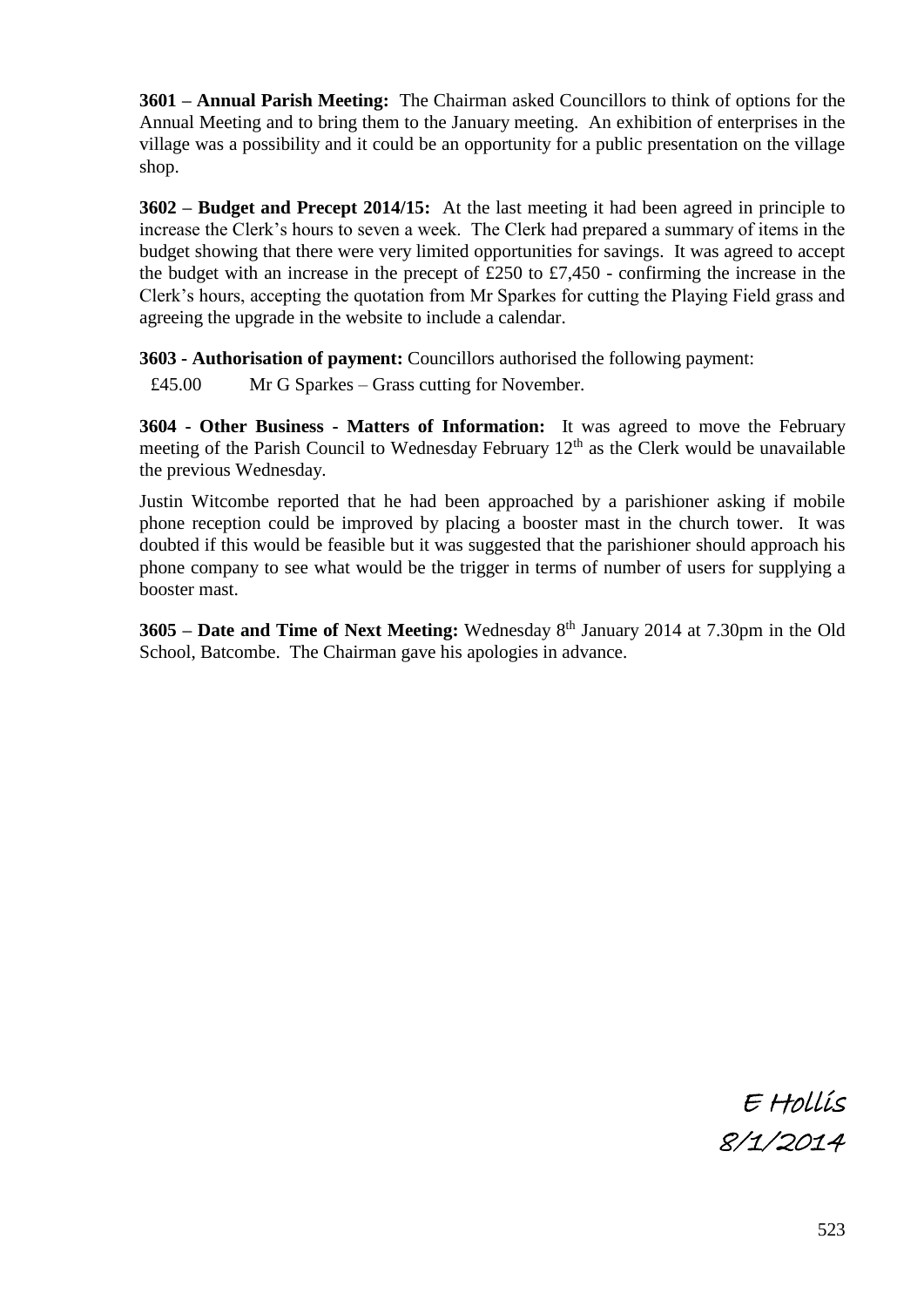**3601 – Annual Parish Meeting:** The Chairman asked Councillors to think of options for the Annual Meeting and to bring them to the January meeting. An exhibition of enterprises in the village was a possibility and it could be an opportunity for a public presentation on the village shop.

**3602 – Budget and Precept 2014/15:** At the last meeting it had been agreed in principle to increase the Clerk's hours to seven a week. The Clerk had prepared a summary of items in the budget showing that there were very limited opportunities for savings. It was agreed to accept the budget with an increase in the precept of £250 to £7,450 - confirming the increase in the Clerk's hours, accepting the quotation from Mr Sparkes for cutting the Playing Field grass and agreeing the upgrade in the website to include a calendar.

**3603 - Authorisation of payment:** Councillors authorised the following payment:

£45.00 Mr G Sparkes – Grass cutting for November.

**3604 - Other Business - Matters of Information:** It was agreed to move the February meeting of the Parish Council to Wednesday February 12th as the Clerk would be unavailable the previous Wednesday.

Justin Witcombe reported that he had been approached by a parishioner asking if mobile phone reception could be improved by placing a booster mast in the church tower. It was doubted if this would be feasible but it was suggested that the parishioner should approach his phone company to see what would be the trigger in terms of number of users for supplying a booster mast.

**3605 – Date and Time of Next Meeting:** Wednesday 8th January 2014 at 7.30pm in the Old School, Batcombe. The Chairman gave his apologies in advance.

E Hollis
8/1/2014